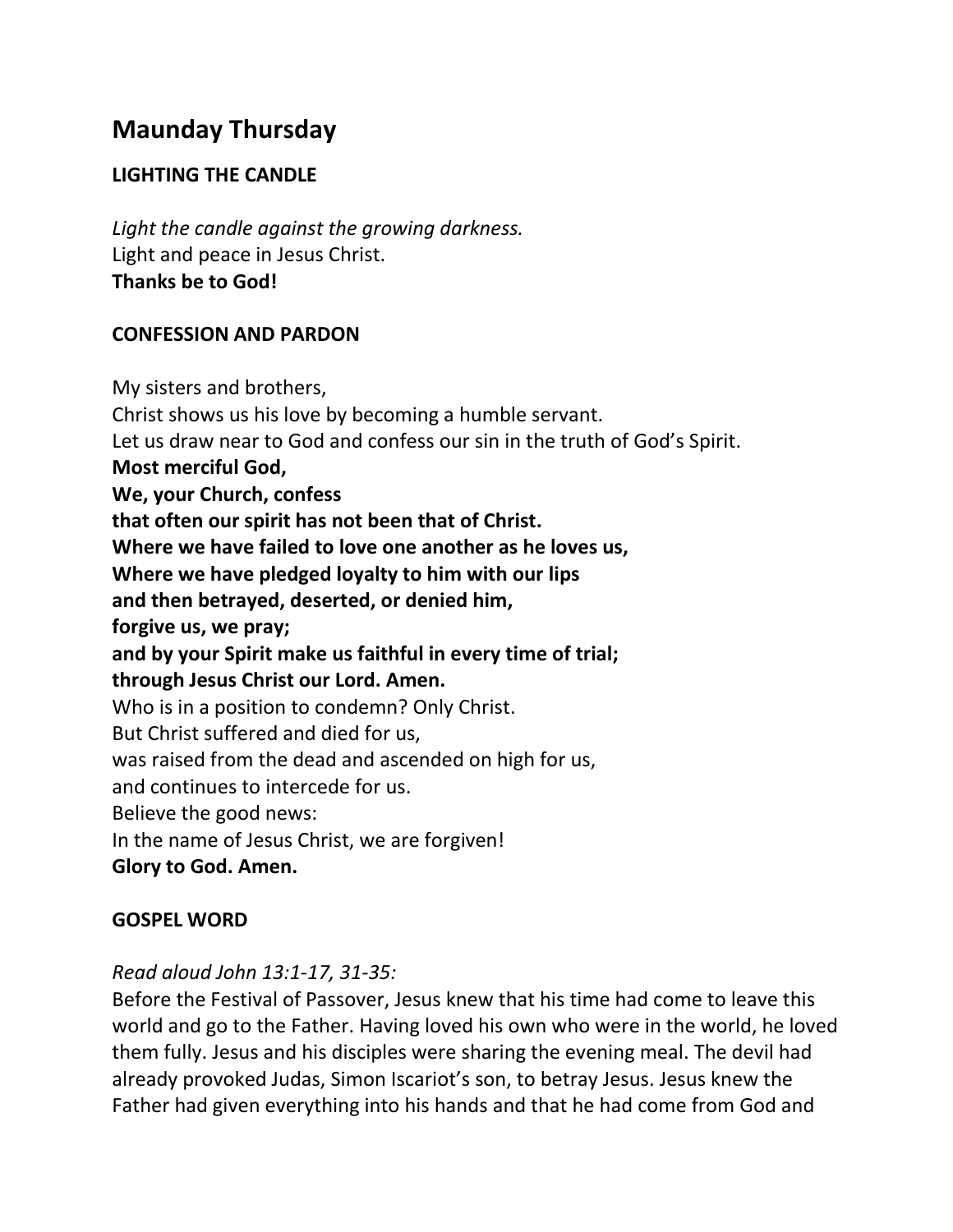# Maunday Thursday

## LIGHTING THE CANDLE

*Light the candle against the growing darkness.*
Light and peace in Jesus Christ.
**Thanks be to God!**

## CONFESSION AND PARDON

My sisters and brothers,
Christ shows us his love by becoming a humble servant.
Let us draw near to God and confess our sin in the truth of God's Spirit.
**Most merciful God,**
**We, your Church, confess**
**that often our spirit has not been that of Christ.**
**Where we have failed to love one another as he loves us,**
**Where we have pledged loyalty to him with our lips**
**and then betrayed, deserted, or denied him,**
**forgive us, we pray;**
**and by your Spirit make us faithful in every time of trial;**
**through Jesus Christ our Lord. Amen.**
Who is in a position to condemn? Only Christ.
But Christ suffered and died for us,
was raised from the dead and ascended on high for us,
and continues to intercede for us.
Believe the good news:
In the name of Jesus Christ, we are forgiven!
**Glory to God. Amen.**

## GOSPEL WORD

*Read aloud John 13:1-17, 31-35:*
Before the Festival of Passover, Jesus knew that his time had come to leave this world and go to the Father. Having loved his own who were in the world, he loved them fully. Jesus and his disciples were sharing the evening meal. The devil had already provoked Judas, Simon Iscariot's son, to betray Jesus. Jesus knew the Father had given everything into his hands and that he had come from God and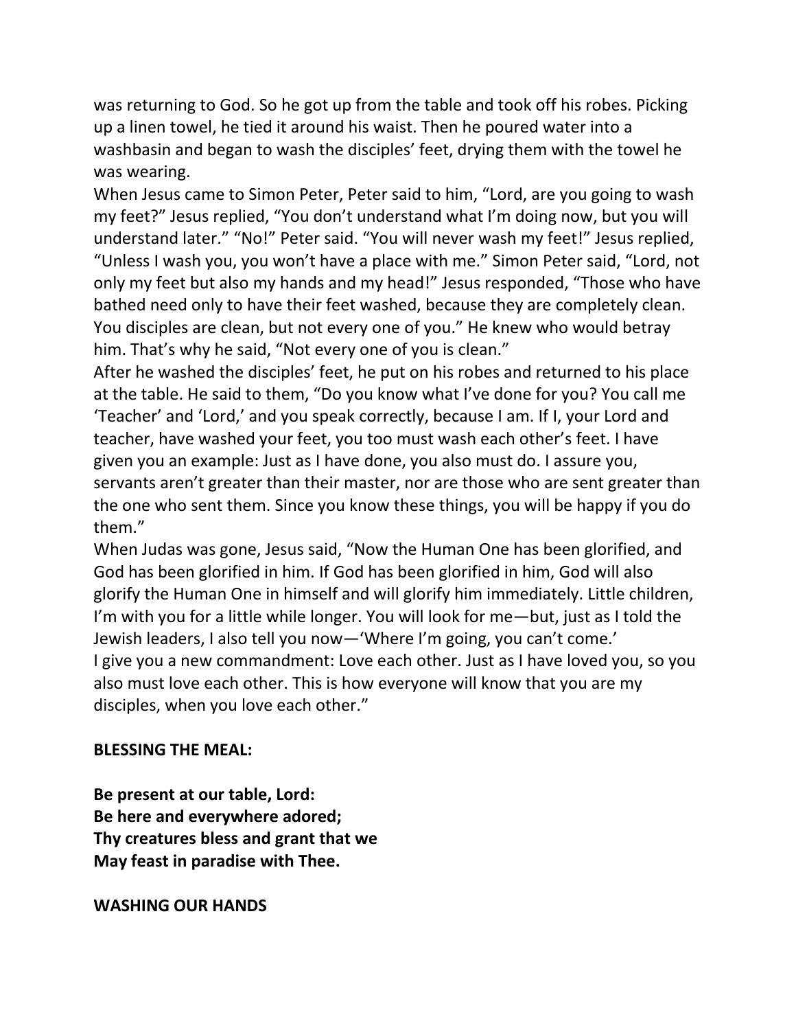was returning to God. So he got up from the table and took off his robes. Picking up a linen towel, he tied it around his waist. Then he poured water into a washbasin and began to wash the disciples' feet, drying them with the towel he was wearing.

When Jesus came to Simon Peter, Peter said to him, "Lord, are you going to wash my feet?" Jesus replied, "You don't understand what I'm doing now, but you will understand later." "No!" Peter said. "You will never wash my feet!" Jesus replied, "Unless I wash you, you won't have a place with me." Simon Peter said, "Lord, not only my feet but also my hands and my head!" Jesus responded, "Those who have bathed need only to have their feet washed, because they are completely clean. You disciples are clean, but not every one of you." He knew who would betray him. That's why he said, "Not every one of you is clean."

After he washed the disciples' feet, he put on his robes and returned to his place at the table. He said to them, "Do you know what I've done for you? You call me 'Teacher' and 'Lord,' and you speak correctly, because I am. If I, your Lord and teacher, have washed your feet, you too must wash each other's feet. I have given you an example: Just as I have done, you also must do. I assure you, servants aren't greater than their master, nor are those who are sent greater than the one who sent them. Since you know these things, you will be happy if you do them."

When Judas was gone, Jesus said, "Now the Human One has been glorified, and God has been glorified in him. If God has been glorified in him, God will also glorify the Human One in himself and will glorify him immediately. Little children, I'm with you for a little while longer. You will look for me—but, just as I told the Jewish leaders, I also tell you now—'Where I'm going, you can't come.'

I give you a new commandment: Love each other. Just as I have loved you, so you also must love each other. This is how everyone will know that you are my disciples, when you love each other."

**BLESSING THE MEAL:**

**Be present at our table, Lord:**
**Be here and everywhere adored;**
**Thy creatures bless and grant that we**
**May feast in paradise with Thee.**

**WASHING OUR HANDS**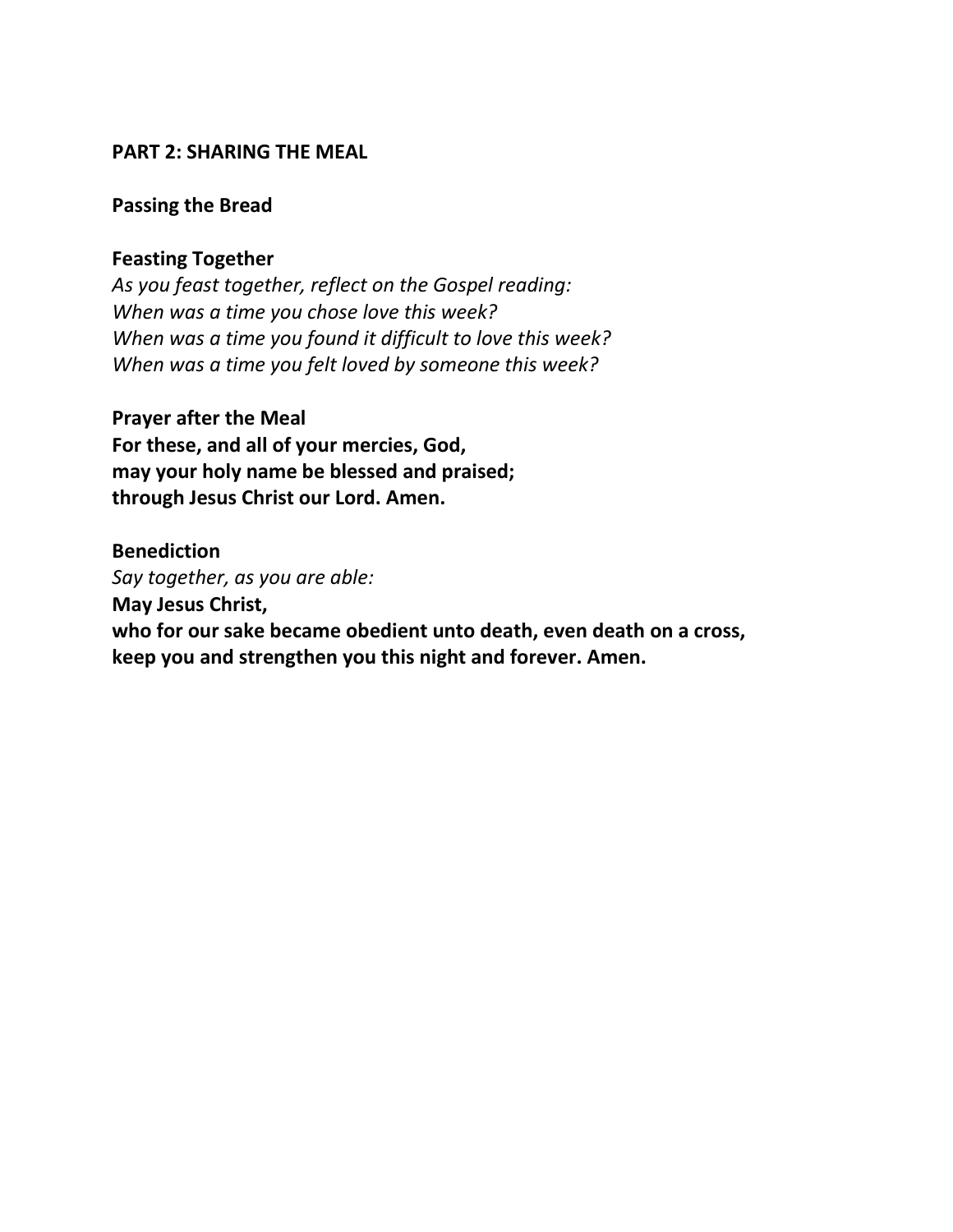## PART 2: SHARING THE MEAL

### Passing the Bread

### Feasting Together

*As you feast together, reflect on the Gospel reading:*
*When was a time you chose love this week?*
*When was a time you found it difficult to love this week?*
*When was a time you felt loved by someone this week?*

### Prayer after the Meal

**For these, and all of your mercies, God,**
**may your holy name be blessed and praised;**
**through Jesus Christ our Lord. Amen.**

### Benediction

*Say together, as you are able:*

**May Jesus Christ,**
**who for our sake became obedient unto death, even death on a cross,**
**keep you and strengthen you this night and forever. Amen.**